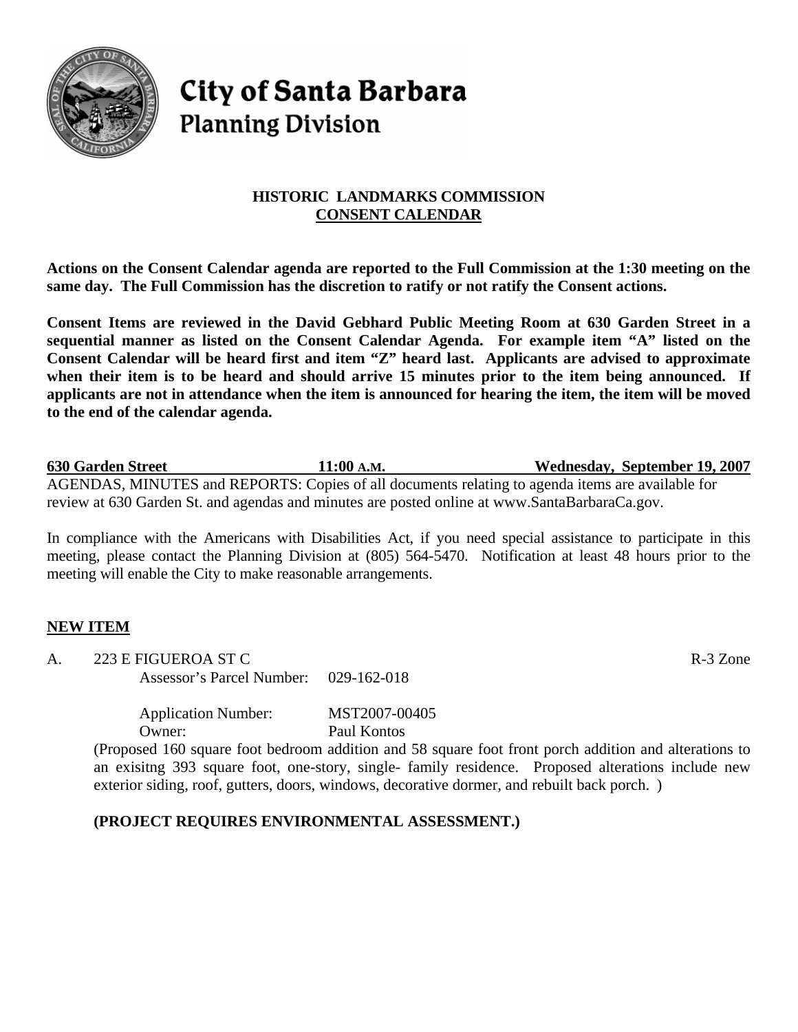# City of Santa Barbara
## Planning Division

### HISTORIC LANDMARKS COMMISSION
### CONSENT CALENDAR

**Actions on the Consent Calendar agenda are reported to the Full Commission at the 1:30 meeting on the same day. The Full Commission has the discretion to ratify or not ratify the Consent actions.**

**Consent Items are reviewed in the David Gebhard Public Meeting Room at 630 Garden Street in a sequential manner as listed on the Consent Calendar Agenda. For example item "A" listed on the Consent Calendar will be heard first and item "Z" heard last. Applicants are advised to approximate when their item is to be heard and should arrive 15 minutes prior to the item being announced. If applicants are not in attendance when the item is announced for hearing the item, the item will be moved to the end of the calendar agenda.**

**630 Garden Street** **11:00 A.M.** **Wednesday, September 19, 2007**

AGENDAS, MINUTES and REPORTS: Copies of all documents relating to agenda items are available for review at 630 Garden St. and agendas and minutes are posted online at www.SantaBarbaraCa.gov.

In compliance with the Americans with Disabilities Act, if you need special assistance to participate in this meeting, please contact the Planning Division at (805) 564-5470. Notification at least 48 hours prior to the meeting will enable the City to make reasonable arrangements.

**NEW ITEM**

A. 223 E FIGUEROA ST C R-3 Zone

Assessor's Parcel Number: 029-162-018

Application Number: MST2007-00405

Owner: Paul Kontos

(Proposed 160 square foot bedroom addition and 58 square foot front porch addition and alterations to an exisitng 393 square foot, one-story, single- family residence. Proposed alterations include new exterior siding, roof, gutters, doors, windows, decorative dormer, and rebuilt back porch. )

**(PROJECT REQUIRES ENVIRONMENTAL ASSESSMENT.)**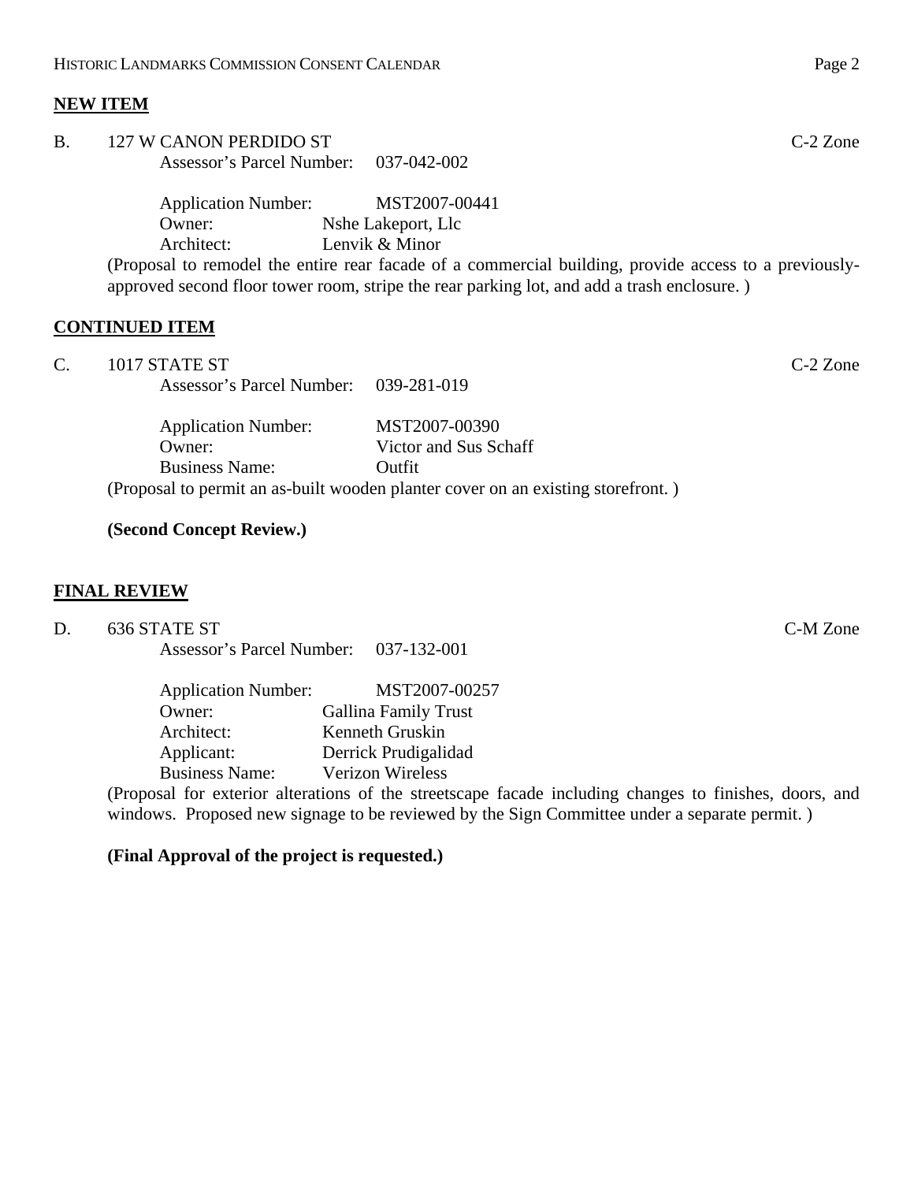**NEW ITEM**

B. 127 W CANON PERDIDO ST C-2 Zone

Assessor's Parcel Number: 037-042-002

Application Number: MST2007-00441
Owner: Nshe Lakeport, Llc
Architect: Lenvik & Minor

(Proposal to remodel the entire rear facade of a commercial building, provide access to a previously-approved second floor tower room, stripe the rear parking lot, and add a trash enclosure. )

**CONTINUED ITEM**

C. 1017 STATE ST C-2 Zone

Assessor's Parcel Number: 039-281-019

Application Number: MST2007-00390
Owner: Victor and Sus Schaff
Business Name: Outfit

(Proposal to permit an as-built wooden planter cover on an existing storefront. )

**(Second Concept Review.)**

**FINAL REVIEW**

D. 636 STATE ST C-M Zone

Assessor's Parcel Number: 037-132-001

Application Number: MST2007-00257
Owner: Gallina Family Trust
Architect: Kenneth Gruskin
Applicant: Derrick Prudigalidad
Business Name: Verizon Wireless

(Proposal for exterior alterations of the streetscape facade including changes to finishes, doors, and windows. Proposed new signage to be reviewed by the Sign Committee under a separate permit. )

**(Final Approval of the project is requested.)**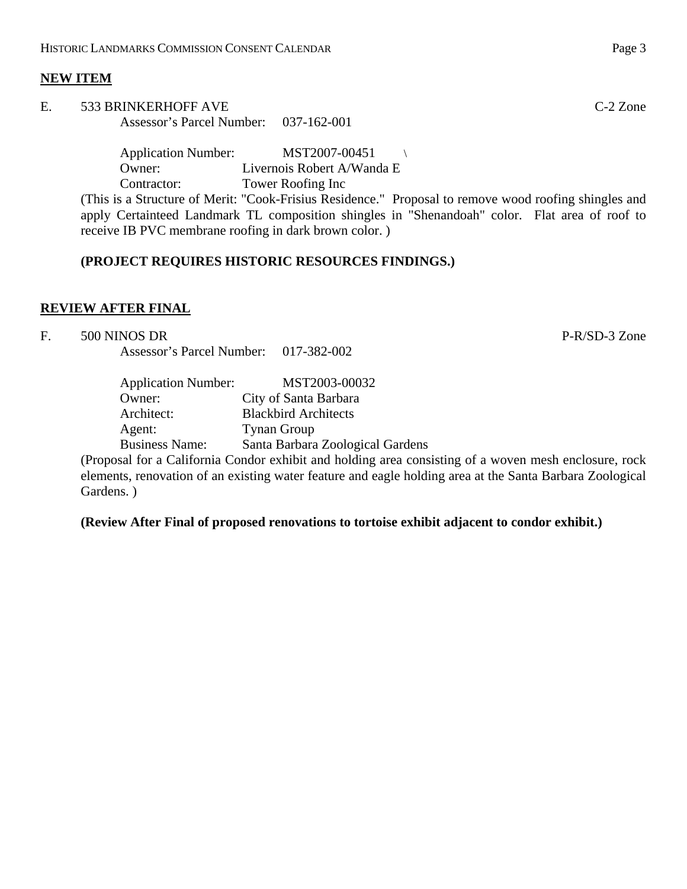## NEW ITEM

E. 533 BRINKERHOFF AVE C-2 Zone

Assessor's Parcel Number: 037-162-001

Application Number: MST2007-00451 \
Owner: Livernois Robert A/Wanda E
Contractor: Tower Roofing Inc

(This is a Structure of Merit: "Cook-Frisius Residence." Proposal to remove wood roofing shingles and apply Certainteed Landmark TL composition shingles in "Shenandoah" color. Flat area of roof to receive IB PVC membrane roofing in dark brown color. )

**(PROJECT REQUIRES HISTORIC RESOURCES FINDINGS.)**

## REVIEW AFTER FINAL

F. 500 NINOS DR P-R/SD-3 Zone

Assessor's Parcel Number: 017-382-002

Application Number: MST2003-00032
Owner: City of Santa Barbara
Architect: Blackbird Architects
Agent: Tynan Group
Business Name: Santa Barbara Zoological Gardens

(Proposal for a California Condor exhibit and holding area consisting of a woven mesh enclosure, rock elements, renovation of an existing water feature and eagle holding area at the Santa Barbara Zoological Gardens. )

**(Review After Final of proposed renovations to tortoise exhibit adjacent to condor exhibit.)**